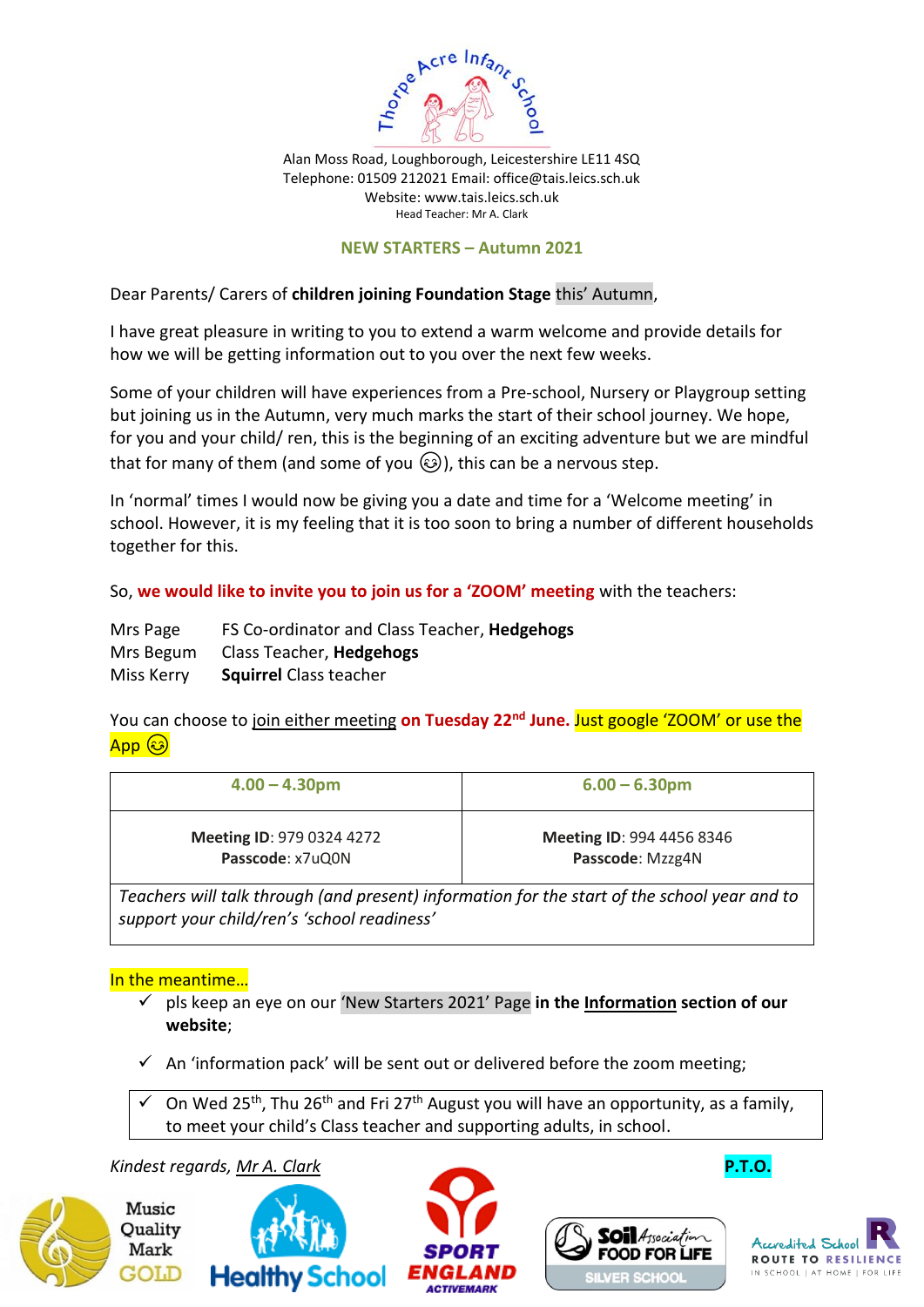Thorpe Acre Infant School

Alan Moss Road, Loughborough, Leicestershire LE11 4SQ
Telephone: 01509 212021 Email: office@tais.leics.sch.uk
Website: www.tais.leics.sch.uk
Head Teacher: Mr A. Clark

## NEW STARTERS – Autumn 2021

Dear Parents/ Carers of **children joining Foundation Stage** this' Autumn,

I have great pleasure in writing to you to extend a warm welcome and provide details for how we will be getting information out to you over the next few weeks.

Some of your children will have experiences from a Pre-school, Nursery or Playgroup setting but joining us in the Autumn, very much marks the start of their school journey. We hope, for you and your child/ ren, this is the beginning of an exciting adventure but we are mindful that for many of them (and some of you 😉), this can be a nervous step.

In 'normal' times I would now be giving you a date and time for a 'Welcome meeting' in school. However, it is my feeling that it is too soon to bring a number of different households together for this.

So, **we would like to invite you to join us for a 'ZOOM' meeting** with the teachers:

Mrs Page FS Co-ordinator and Class Teacher, **Hedgehogs**
Mrs Begum Class Teacher, **Hedgehogs**
Miss Kerry **Squirrel** Class teacher

You can choose to join either meeting **on Tuesday 22nd June.** Just google 'ZOOM' or use the App 😉

| 4.00 – 4.30pm | 6.00 – 6.30pm |
|---|---|
| **Meeting ID**: 979 0324 4272<br>**Passcode**: x7uQ0N | **Meeting ID**: 994 4456 8346<br>**Passcode**: Mzzg4N |
| *Teachers will talk through (and present) information for the start of the school year and to support your child/ren's 'school readiness'* | |

In the meantime…

- ✓ pls keep an eye on our 'New Starters 2021' Page **in the Information section of our website**;
- ✓ An 'information pack' will be sent out or delivered before the zoom meeting;
- ✓ On Wed 25th, Thu 26th and Fri 27th August you will have an opportunity, as a family, to meet your child's Class teacher and supporting adults, in school.

*Kindest regards, Mr A. Clark*

**P.T.O.**

Music Quality Mark GOLD | Healthy School | SPORT ENGLAND ACTIVEMARK | Soil Association FOOD FOR LIFE SILVER SCHOOL | Accredited School ROUTE TO RESILIENCE IN SCHOOL | AT HOME | FOR LIFE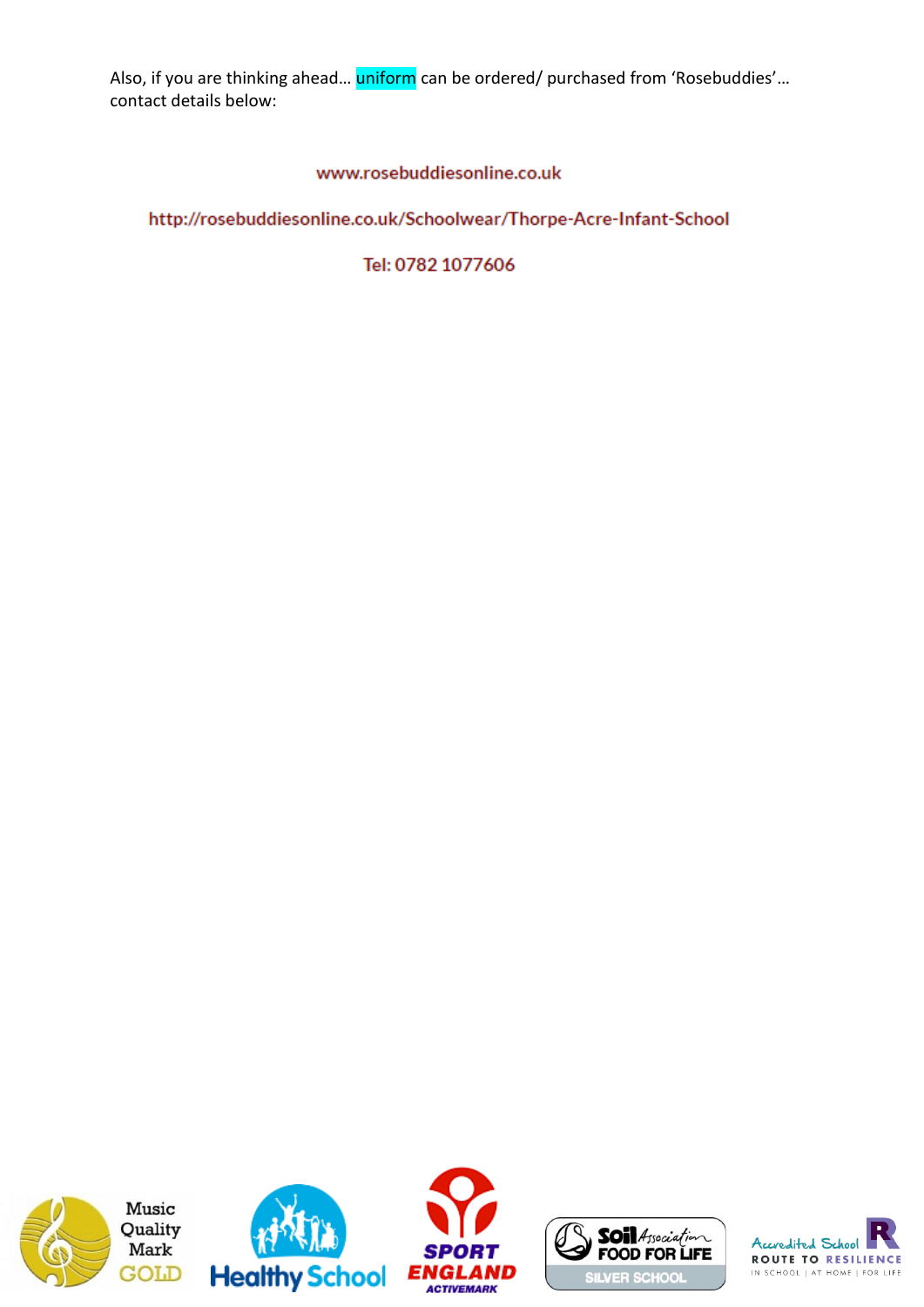Also, if you are thinking ahead… uniform can be ordered/ purchased from 'Rosebuddies'… contact details below:

www.rosebuddiesonline.co.uk

http://rosebuddiesonline.co.uk/Schoolwear/Thorpe-Acre-Infant-School

Tel: 0782 1077606